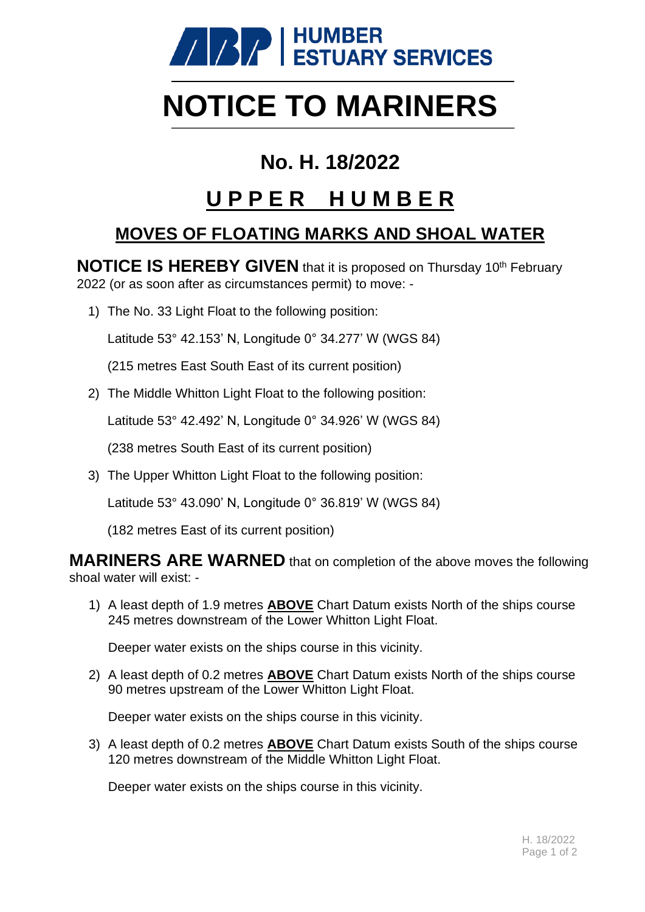ABP | HUMBER ESTUARY SERVICES

# NOTICE TO MARINERS

## No. H. 18/2022

## U P P E R   H U M B E R

### MOVES OF FLOATING MARKS AND SHOAL WATER

**NOTICE IS HEREBY GIVEN** that it is proposed on Thursday 10th February 2022 (or as soon after as circumstances permit) to move: -

1) The No. 33 Light Float to the following position:

   Latitude 53° 42.153' N, Longitude 0° 34.277' W (WGS 84)

   (215 metres East South East of its current position)

2) The Middle Whitton Light Float to the following position:

   Latitude 53° 42.492' N, Longitude 0° 34.926' W (WGS 84)

   (238 metres South East of its current position)

3) The Upper Whitton Light Float to the following position:

   Latitude 53° 43.090' N, Longitude 0° 36.819' W (WGS 84)

   (182 metres East of its current position)

**MARINERS ARE WARNED** that on completion of the above moves the following shoal water will exist: -

1) A least depth of 1.9 metres **ABOVE** Chart Datum exists North of the ships course 245 metres downstream of the Lower Whitton Light Float.

   Deeper water exists on the ships course in this vicinity.

2) A least depth of 0.2 metres **ABOVE** Chart Datum exists North of the ships course 90 metres upstream of the Lower Whitton Light Float.

   Deeper water exists on the ships course in this vicinity.

3) A least depth of 0.2 metres **ABOVE** Chart Datum exists South of the ships course 120 metres downstream of the Middle Whitton Light Float.

   Deeper water exists on the ships course in this vicinity.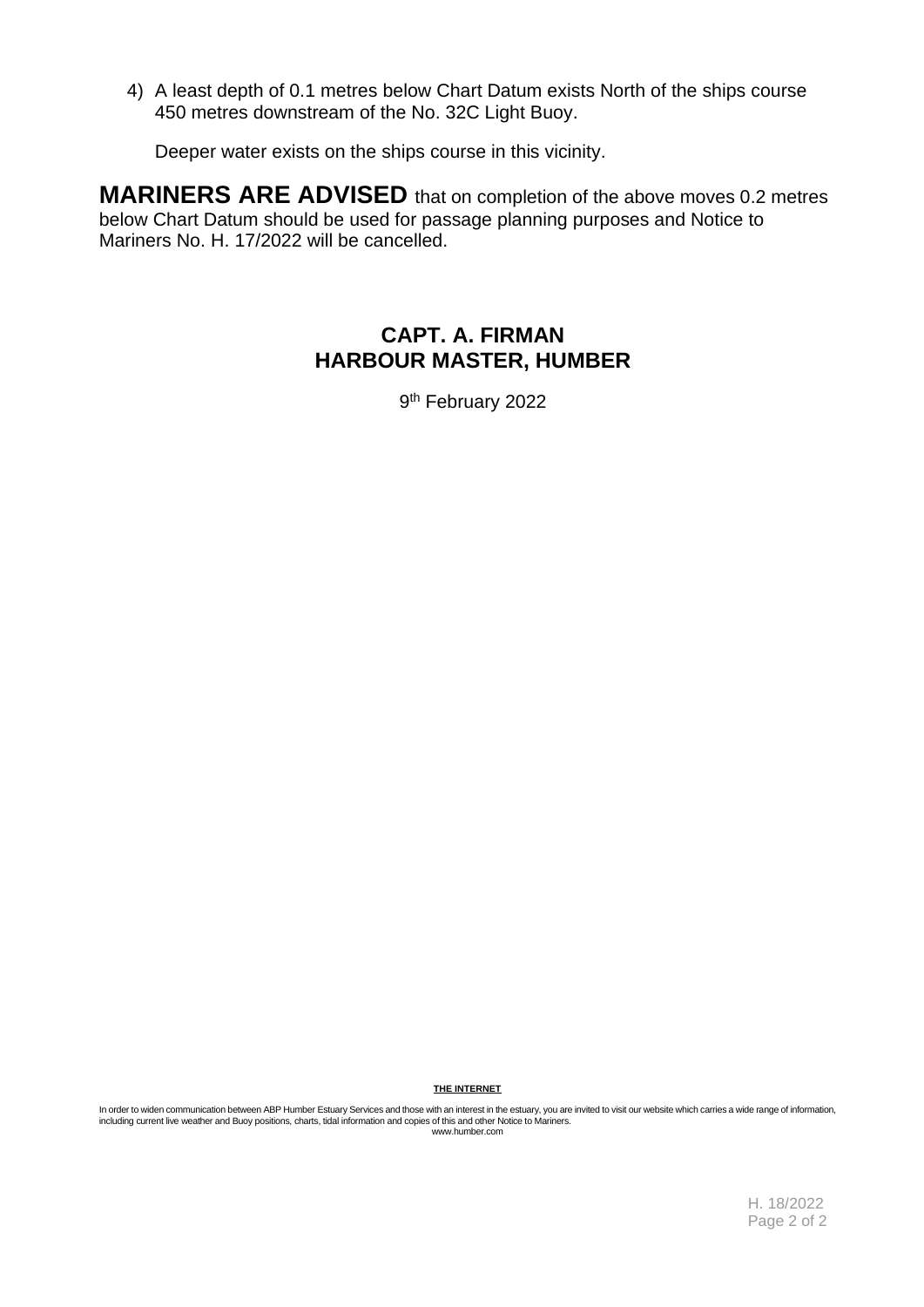4) A least depth of 0.1 metres below Chart Datum exists North of the ships course 450 metres downstream of the No. 32C Light Buoy.

   Deeper water exists on the ships course in this vicinity.

**MARINERS ARE ADVISED** that on completion of the above moves 0.2 metres below Chart Datum should be used for passage planning purposes and Notice to Mariners No. H. 17/2022 will be cancelled.

**CAPT. A. FIRMAN**
**HARBOUR MASTER, HUMBER**

9th February 2022

**THE INTERNET**

In order to widen communication between ABP Humber Estuary Services and those with an interest in the estuary, you are invited to visit our website which carries a wide range of information, including current live weather and Buoy positions, charts, tidal information and copies of this and other Notice to Mariners.
www.humber.com

H. 18/2022